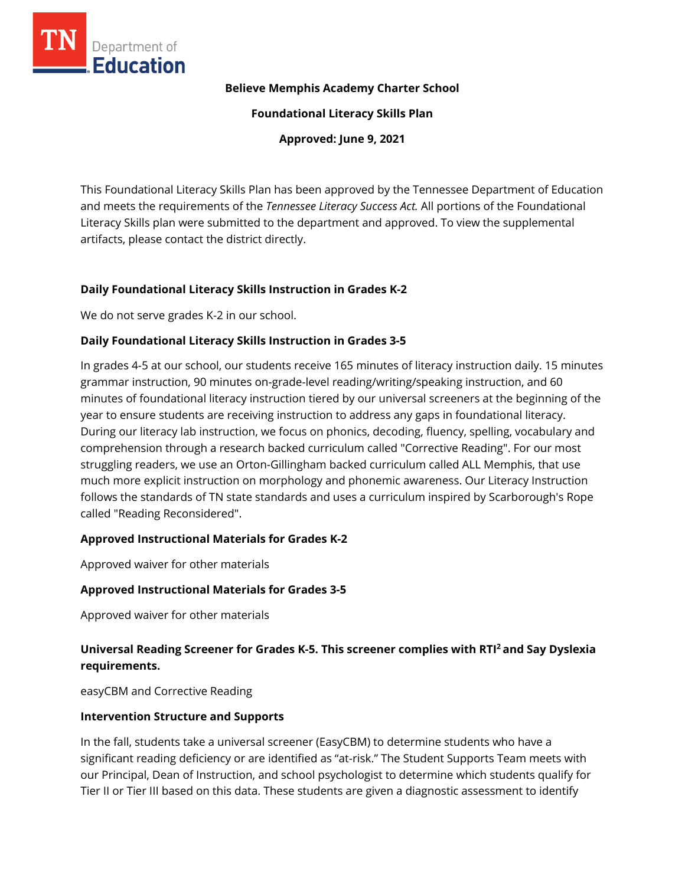**Believe Memphis Academy Charter School**

**Foundational Literacy Skills Plan**

**Approved: June 9, 2021**

This Foundational Literacy Skills Plan has been approved by the Tennessee Department of Education and meets the requirements of the *Tennessee Literacy Success Act.* All portions of the Foundational Literacy Skills plan were submitted to the department and approved. To view the supplemental artifacts, please contact the district directly.

### Daily Foundational Literacy Skills Instruction in Grades K-2

We do not serve grades K-2 in our school.

### Daily Foundational Literacy Skills Instruction in Grades 3-5

In grades 4-5 at our school, our students receive 165 minutes of literacy instruction daily. 15 minutes grammar instruction, 90 minutes on-grade-level reading/writing/speaking instruction, and 60 minutes of foundational literacy instruction tiered by our universal screeners at the beginning of the year to ensure students are receiving instruction to address any gaps in foundational literacy. During our literacy lab instruction, we focus on phonics, decoding, fluency, spelling, vocabulary and comprehension through a research backed curriculum called "Corrective Reading". For our most struggling readers, we use an Orton-Gillingham backed curriculum called ALL Memphis, that use much more explicit instruction on morphology and phonemic awareness. Our Literacy Instruction follows the standards of TN state standards and uses a curriculum inspired by Scarborough's Rope called "Reading Reconsidered".

### Approved Instructional Materials for Grades K-2

Approved waiver for other materials

### Approved Instructional Materials for Grades 3-5

Approved waiver for other materials

### Universal Reading Screener for Grades K-5. This screener complies with RTI² and Say Dyslexia requirements.

easyCBM and Corrective Reading

### Intervention Structure and Supports

In the fall, students take a universal screener (EasyCBM) to determine students who have a significant reading deficiency or are identified as "at-risk." The Student Supports Team meets with our Principal, Dean of Instruction, and school psychologist to determine which students qualify for Tier II or Tier III based on this data. These students are given a diagnostic assessment to identify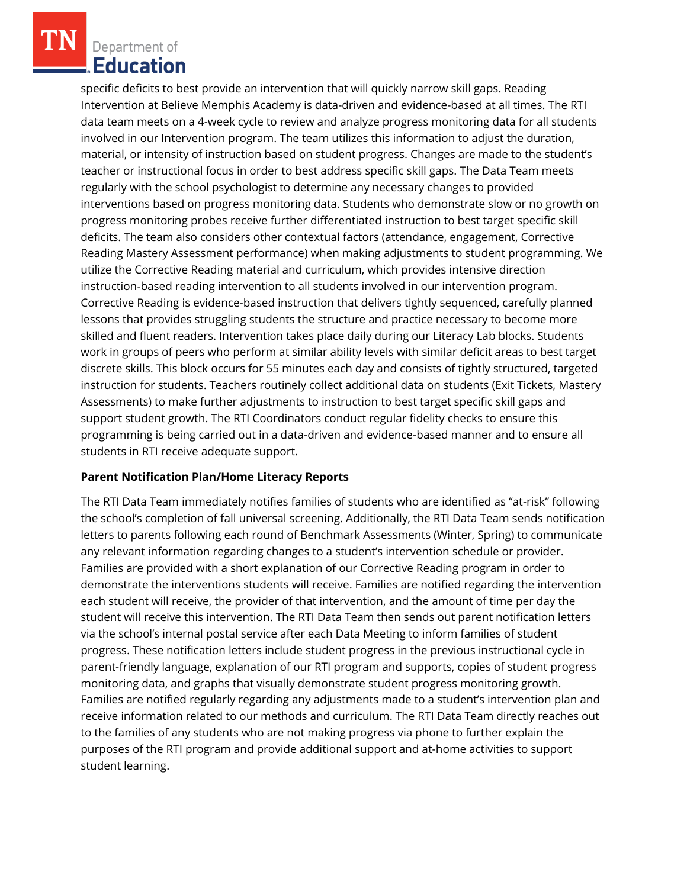specific deficits to best provide an intervention that will quickly narrow skill gaps. Reading Intervention at Believe Memphis Academy is data-driven and evidence-based at all times. The RTI data team meets on a 4-week cycle to review and analyze progress monitoring data for all students involved in our Intervention program. The team utilizes this information to adjust the duration, material, or intensity of instruction based on student progress. Changes are made to the student's teacher or instructional focus in order to best address specific skill gaps. The Data Team meets regularly with the school psychologist to determine any necessary changes to provided interventions based on progress monitoring data. Students who demonstrate slow or no growth on progress monitoring probes receive further differentiated instruction to best target specific skill deficits. The team also considers other contextual factors (attendance, engagement, Corrective Reading Mastery Assessment performance) when making adjustments to student programming. We utilize the Corrective Reading material and curriculum, which provides intensive direction instruction-based reading intervention to all students involved in our intervention program. Corrective Reading is evidence-based instruction that delivers tightly sequenced, carefully planned lessons that provides struggling students the structure and practice necessary to become more skilled and fluent readers. Intervention takes place daily during our Literacy Lab blocks. Students work in groups of peers who perform at similar ability levels with similar deficit areas to best target discrete skills. This block occurs for 55 minutes each day and consists of tightly structured, targeted instruction for students. Teachers routinely collect additional data on students (Exit Tickets, Mastery Assessments) to make further adjustments to instruction to best target specific skill gaps and support student growth. The RTI Coordinators conduct regular fidelity checks to ensure this programming is being carried out in a data-driven and evidence-based manner and to ensure all students in RTI receive adequate support.

**Parent Notification Plan/Home Literacy Reports**

The RTI Data Team immediately notifies families of students who are identified as "at-risk" following the school's completion of fall universal screening. Additionally, the RTI Data Team sends notification letters to parents following each round of Benchmark Assessments (Winter, Spring) to communicate any relevant information regarding changes to a student's intervention schedule or provider. Families are provided with a short explanation of our Corrective Reading program in order to demonstrate the interventions students will receive. Families are notified regarding the intervention each student will receive, the provider of that intervention, and the amount of time per day the student will receive this intervention. The RTI Data Team then sends out parent notification letters via the school's internal postal service after each Data Meeting to inform families of student progress. These notification letters include student progress in the previous instructional cycle in parent-friendly language, explanation of our RTI program and supports, copies of student progress monitoring data, and graphs that visually demonstrate student progress monitoring growth. Families are notified regularly regarding any adjustments made to a student's intervention plan and receive information related to our methods and curriculum. The RTI Data Team directly reaches out to the families of any students who are not making progress via phone to further explain the purposes of the RTI program and provide additional support and at-home activities to support student learning.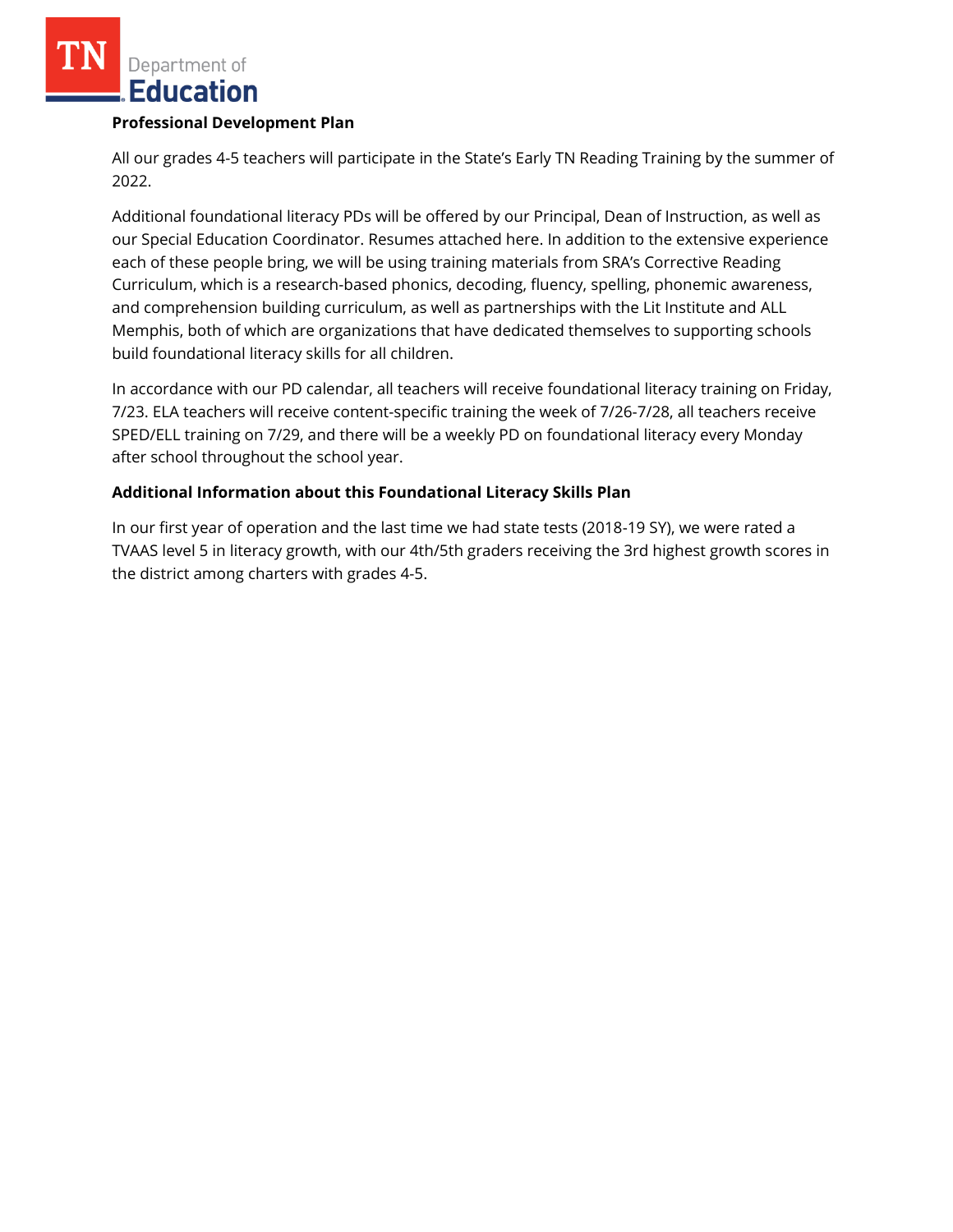**Professional Development Plan**

All our grades 4-5 teachers will participate in the State's Early TN Reading Training by the summer of 2022.

Additional foundational literacy PDs will be offered by our Principal, Dean of Instruction, as well as our Special Education Coordinator. Resumes attached here. In addition to the extensive experience each of these people bring, we will be using training materials from SRA's Corrective Reading Curriculum, which is a research-based phonics, decoding, fluency, spelling, phonemic awareness, and comprehension building curriculum, as well as partnerships with the Lit Institute and ALL Memphis, both of which are organizations that have dedicated themselves to supporting schools build foundational literacy skills for all children.

In accordance with our PD calendar, all teachers will receive foundational literacy training on Friday, 7/23. ELA teachers will receive content-specific training the week of 7/26-7/28, all teachers receive SPED/ELL training on 7/29, and there will be a weekly PD on foundational literacy every Monday after school throughout the school year.

**Additional Information about this Foundational Literacy Skills Plan**

In our first year of operation and the last time we had state tests (2018-19 SY), we were rated a TVAAS level 5 in literacy growth, with our 4th/5th graders receiving the 3rd highest growth scores in the district among charters with grades 4-5.